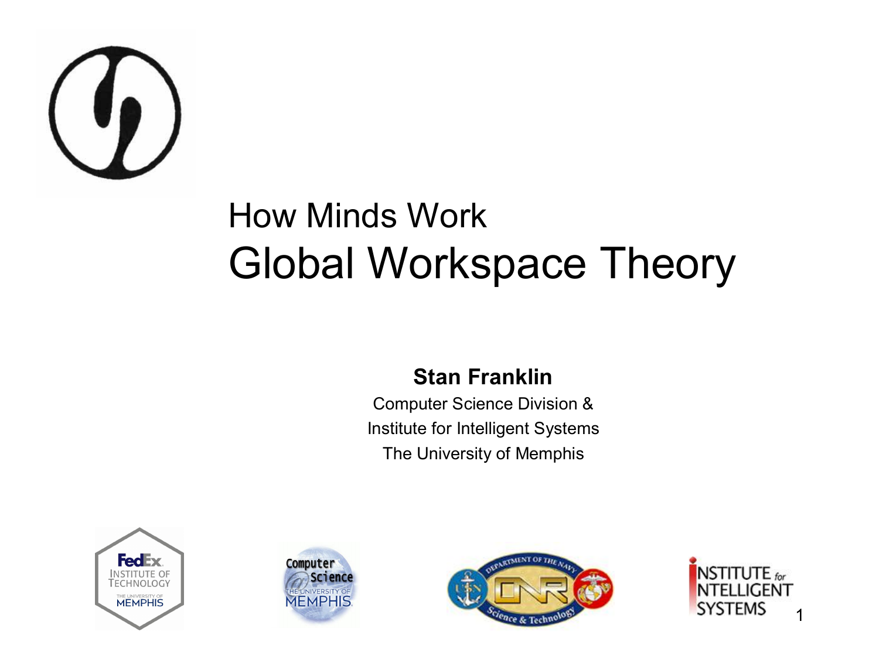# How Minds Work

# Global Workspace Theory

**Stan Franklin**

Computer Science Division &

Institute for Intelligent Systems

The University of Memphis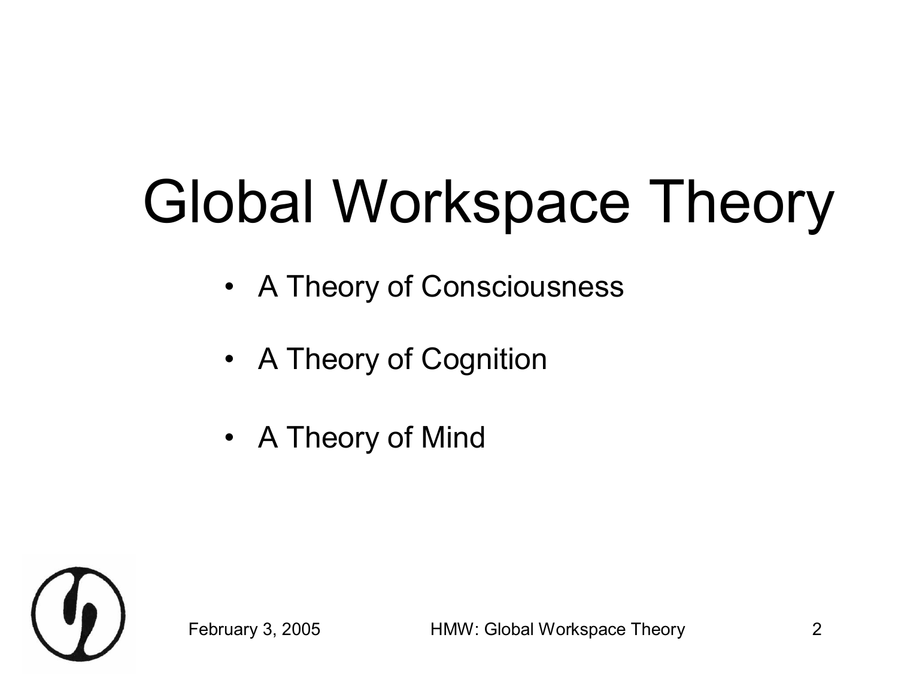# Global Workspace Theory

- A Theory of Consciousness
- A Theory of Cognition
- A Theory of Mind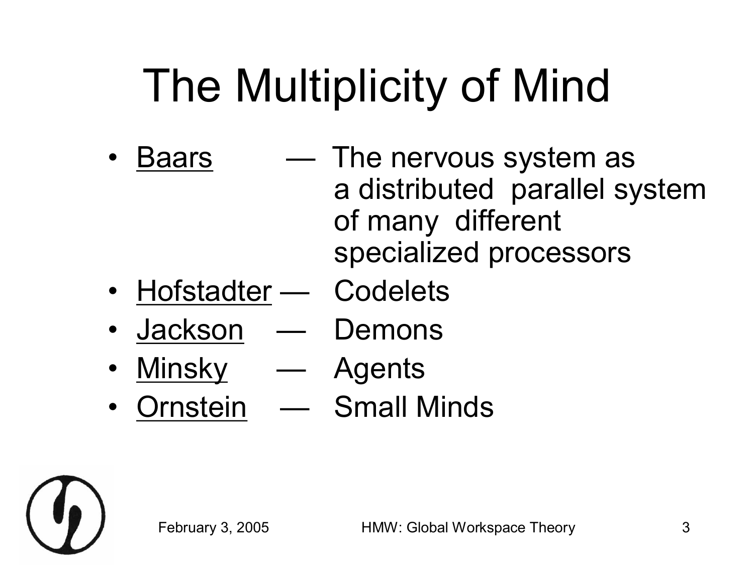# The Multiplicity of Mind

- Baars — The nervous system as a distributed parallel system of many different specialized processors
- Hofstadter — Codelets
- Jackson — Demons
- Minsky — Agents
- Ornstein — Small Minds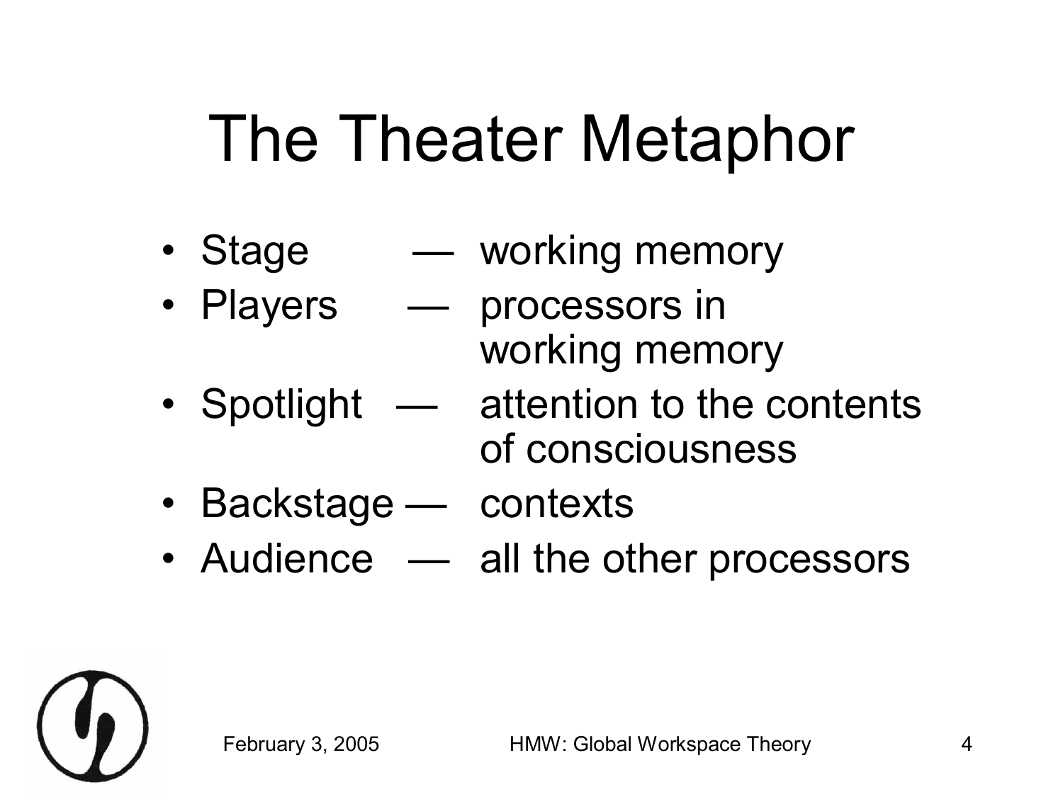# The Theater Metaphor

- Stage — working memory
- Players — processors in working memory
- Spotlight — attention to the contents of consciousness
- Backstage — contexts
- Audience — all the other processors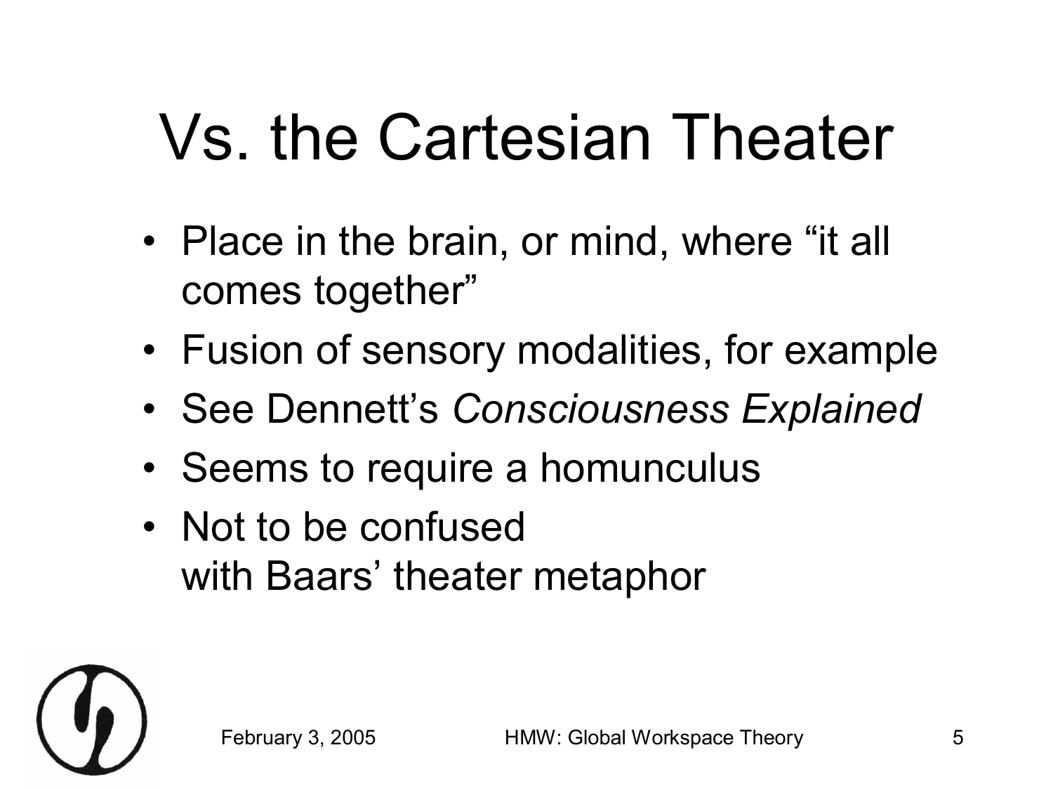# Vs. the Cartesian Theater

- Place in the brain, or mind, where “it all comes together”
- Fusion of sensory modalities, for example
- See Dennett’s *Consciousness Explained*
- Seems to require a homunculus
- Not to be confused with Baars’ theater metaphor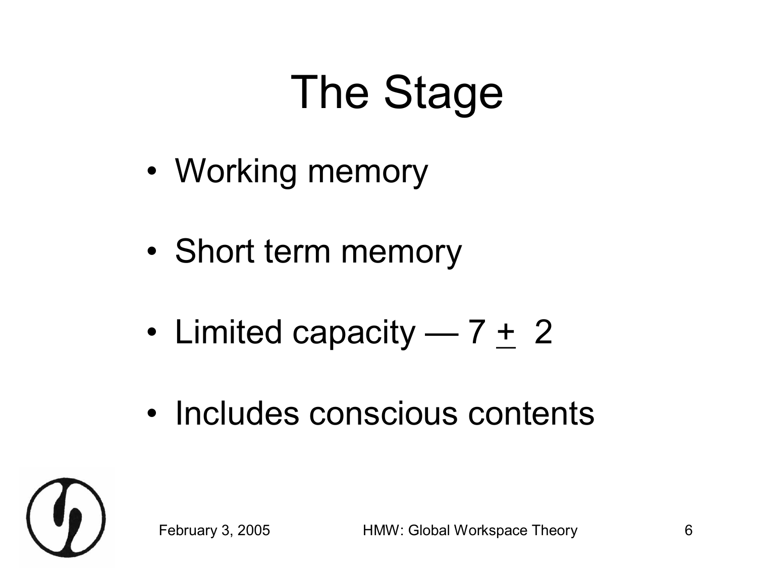# The Stage

- Working memory
- Short term memory
- Limited capacity — $7 \pm 2$
- Includes conscious contents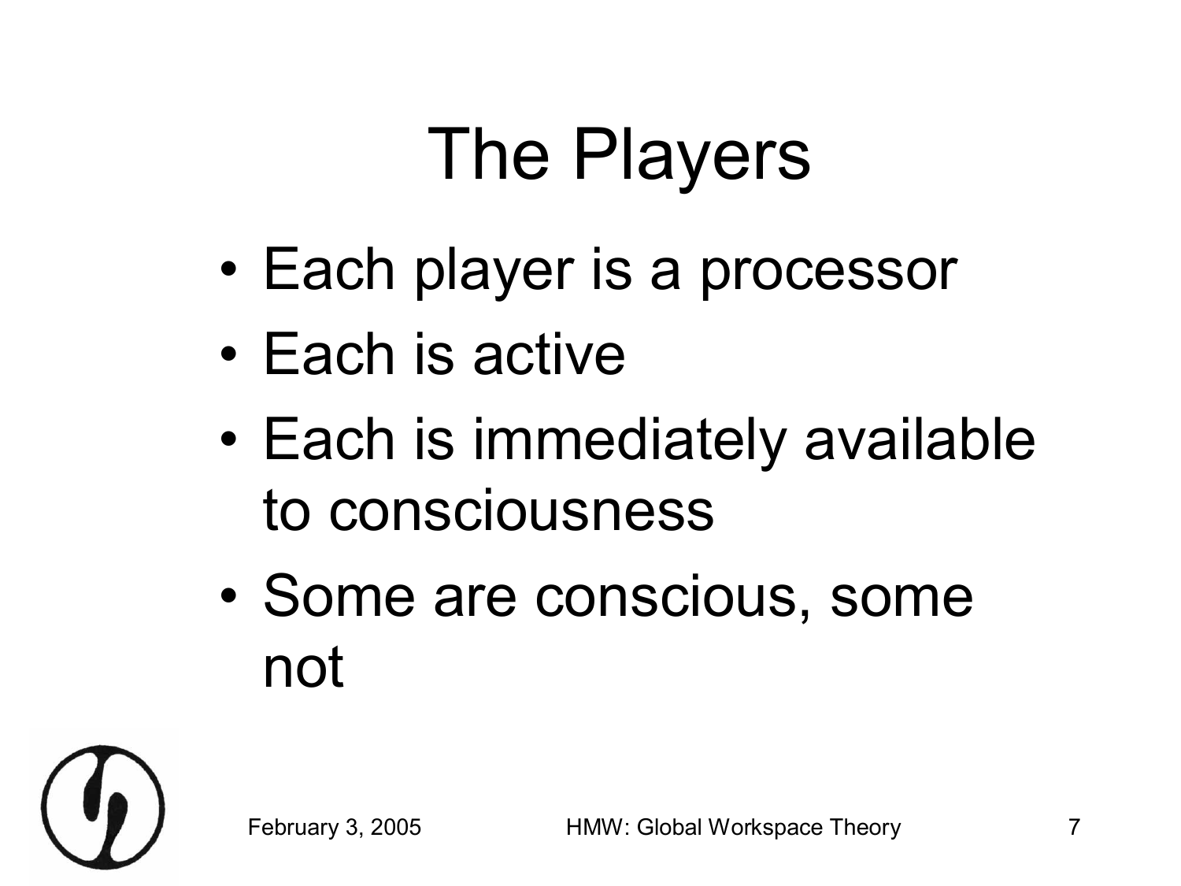# The Players

- Each player is a processor
- Each is active
- Each is immediately available to consciousness
- Some are conscious, some not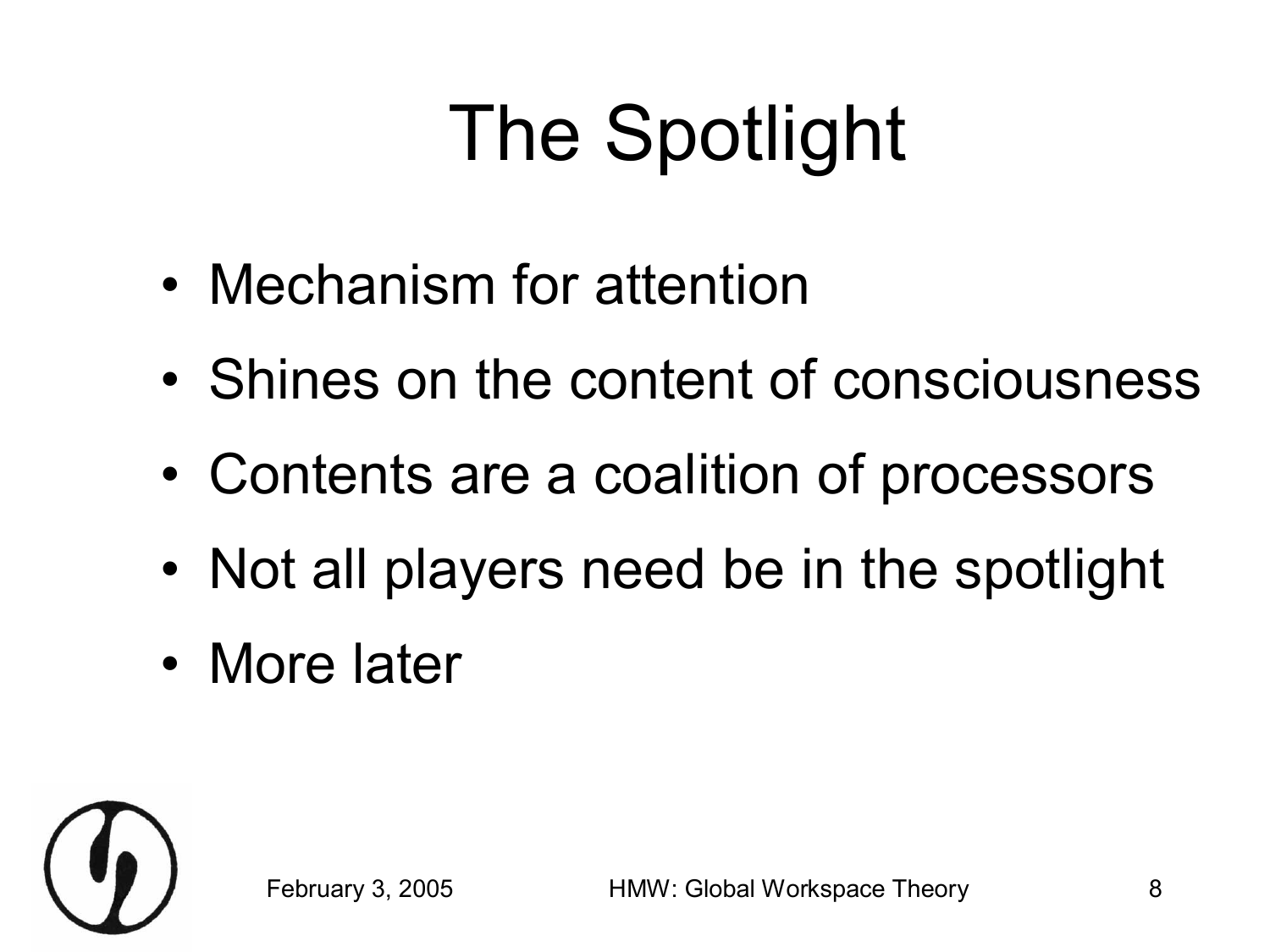# The Spotlight

- Mechanism for attention
- Shines on the content of consciousness
- Contents are a coalition of processors
- Not all players need be in the spotlight
- More later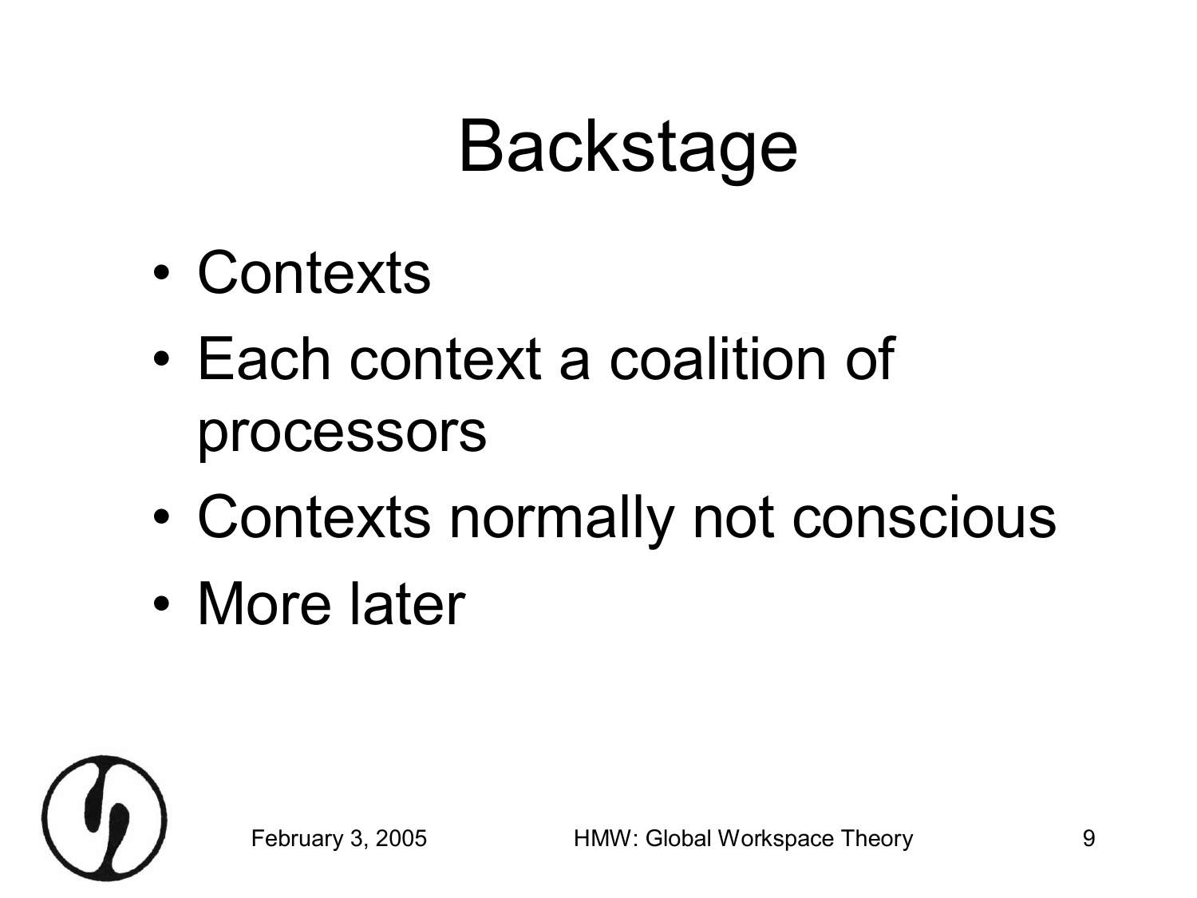# Backstage

- Contexts
- Each context a coalition of processors
- Contexts normally not conscious
- More later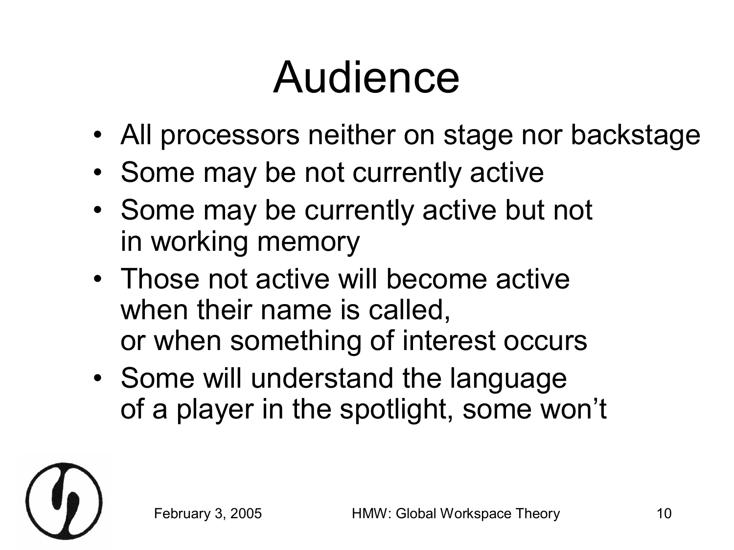# Audience

- All processors neither on stage nor backstage
- Some may be not currently active
- Some may be currently active but not in working memory
- Those not active will become active when their name is called, or when something of interest occurs
- Some will understand the language of a player in the spotlight, some won't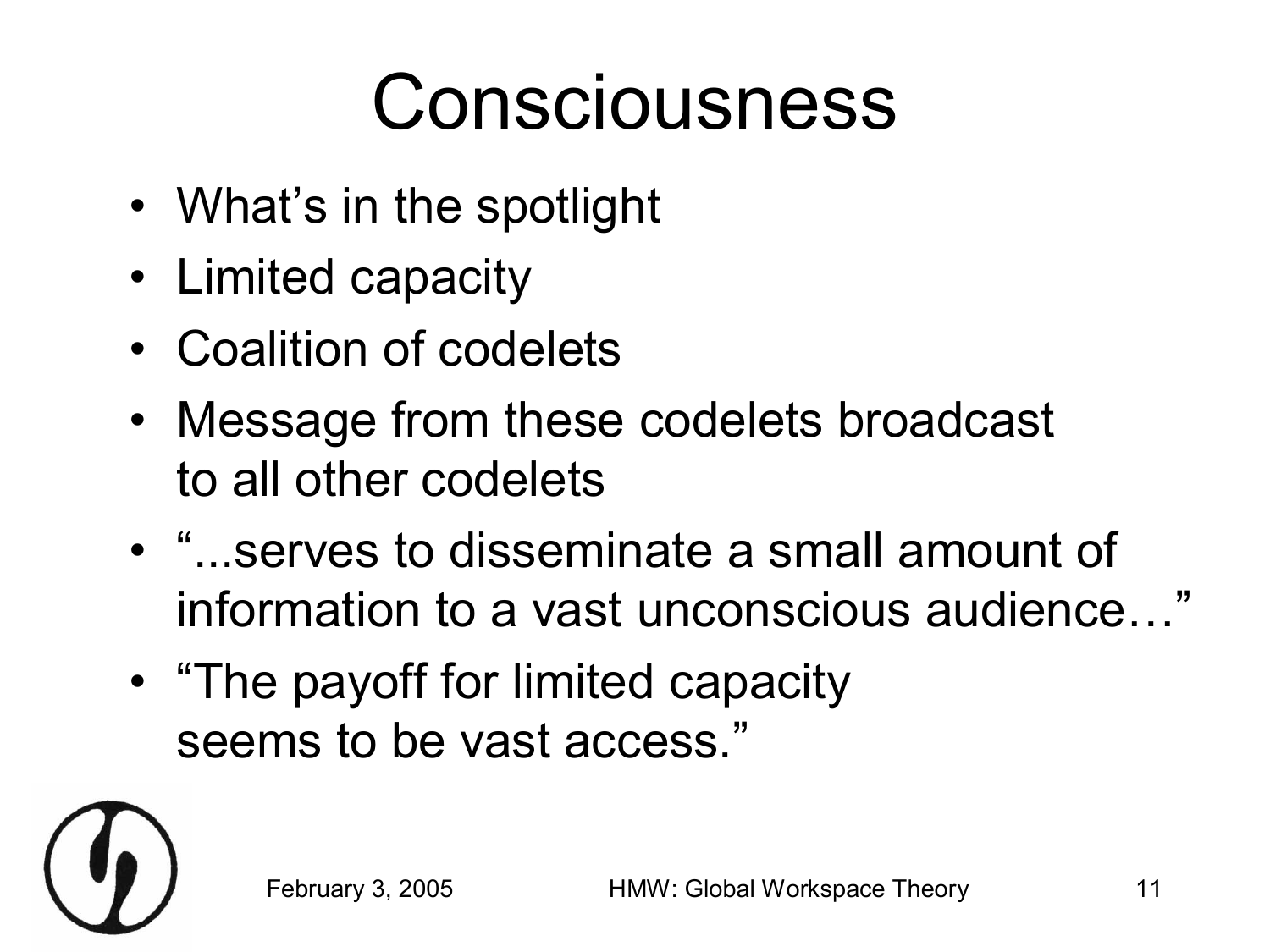# Consciousness

- What's in the spotlight
- Limited capacity
- Coalition of codelets
- Message from these codelets broadcast to all other codelets
- "...serves to disseminate a small amount of information to a vast unconscious audience…"
- "The payoff for limited capacity seems to be vast access."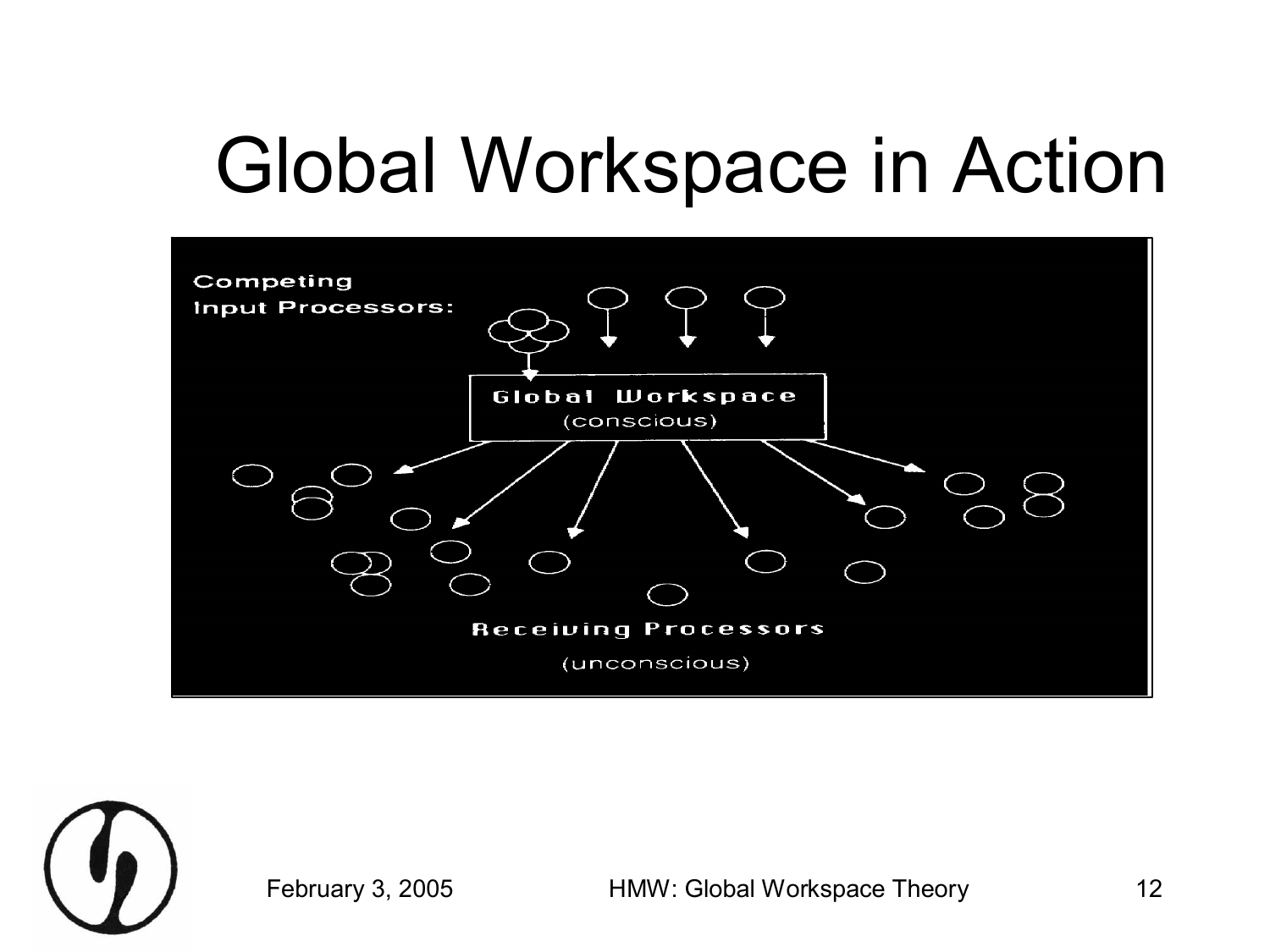# Global Workspace in Action

Competing Input Processors:

Global Workspace (conscious)

Receiving Processors (unconscious)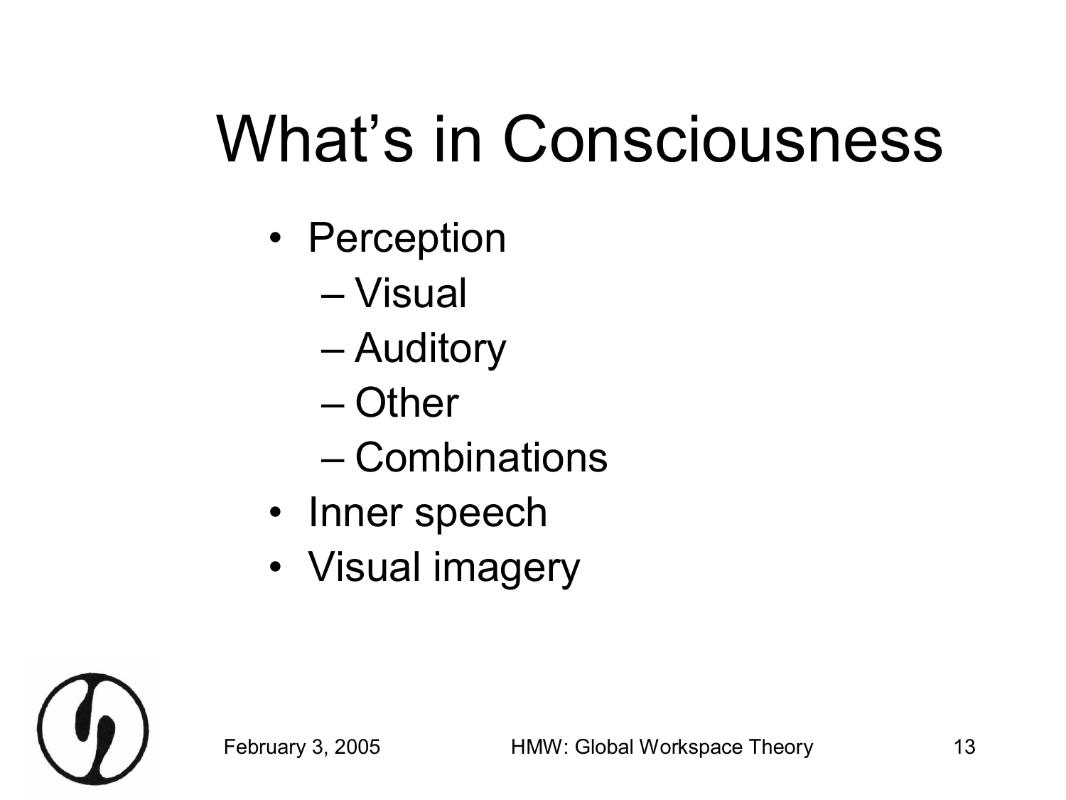# What's in Consciousness

- Perception
  - Visual
  - Auditory
  - Other
  - Combinations
- Inner speech
- Visual imagery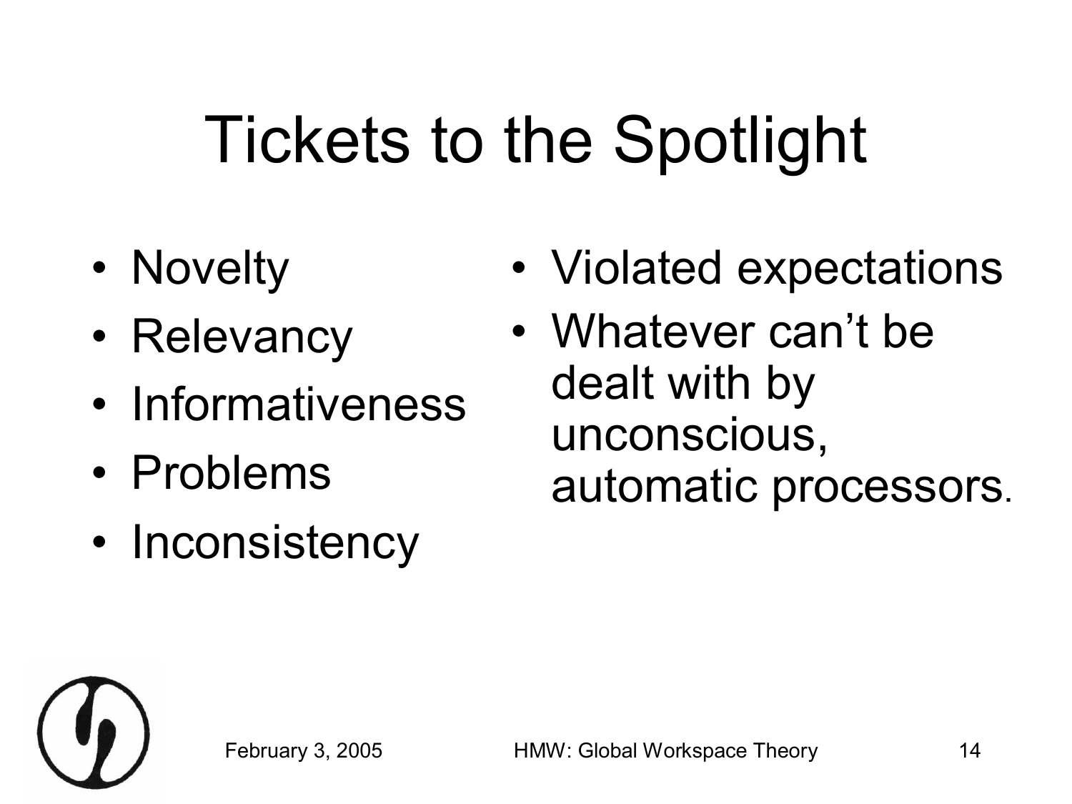# Tickets to the Spotlight

- Novelty
- Relevancy
- Informativeness
- Problems
- Inconsistency
- Violated expectations
- Whatever can't be dealt with by unconscious, automatic processors.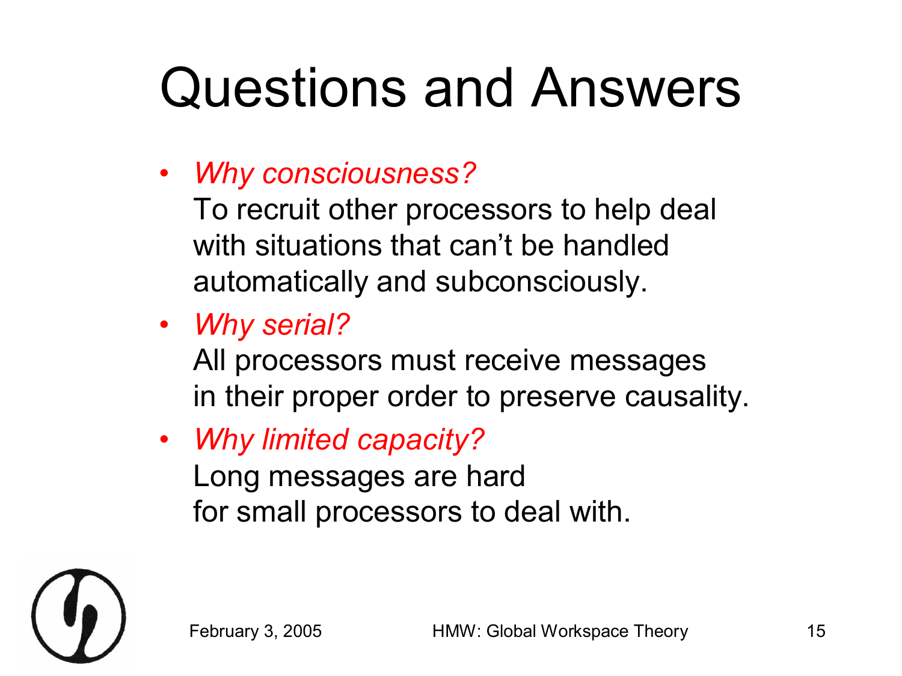# Questions and Answers

- *Why consciousness?*
  To recruit other processors to help deal with situations that can't be handled automatically and subconsciously.
- *Why serial?*
  All processors must receive messages in their proper order to preserve causality.
- *Why limited capacity?*
  Long messages are hard for small processors to deal with.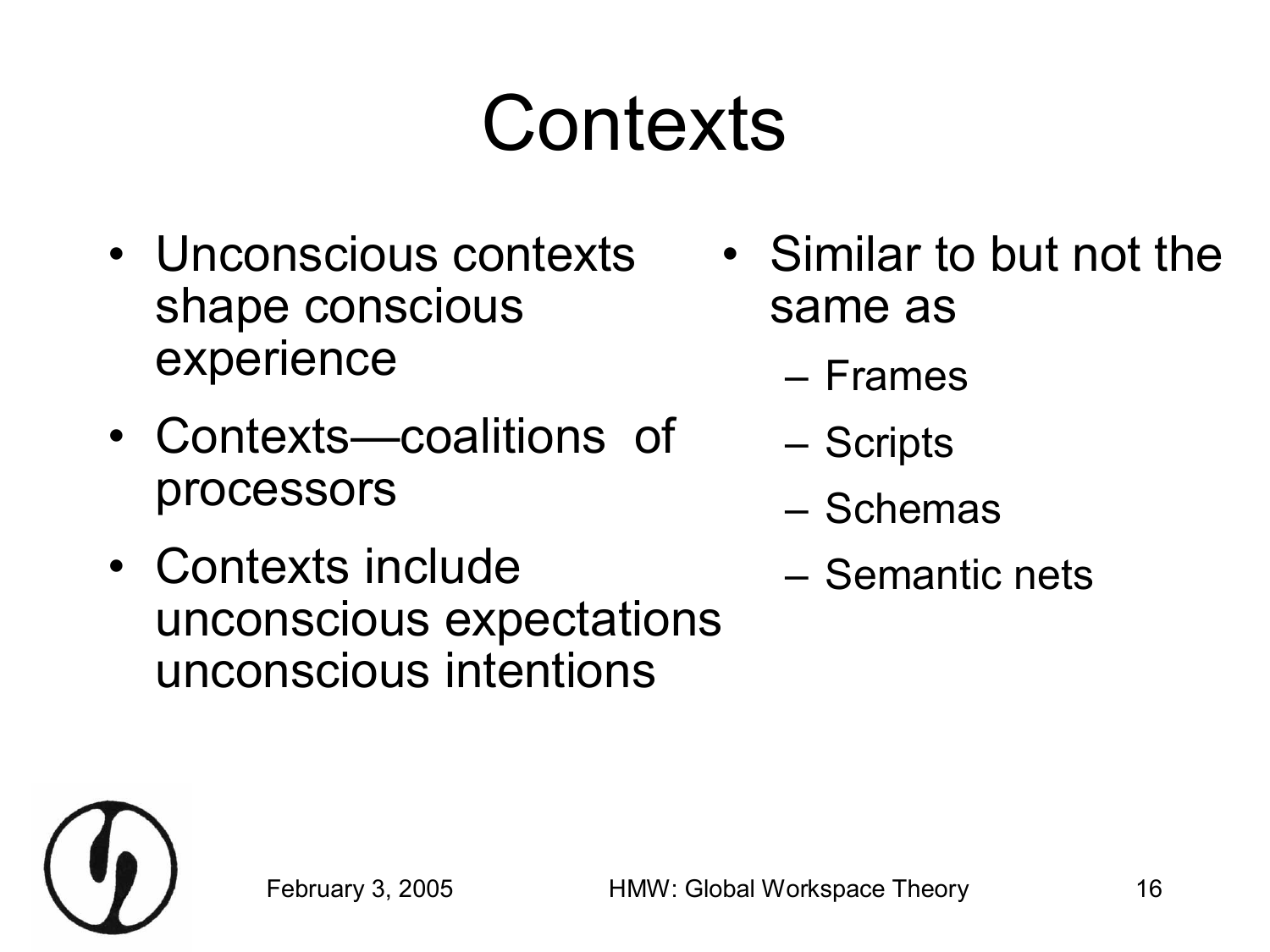# Contexts

- Unconscious contexts shape conscious experience
- Contexts—coalitions of processors
- Contexts include unconscious expectations unconscious intentions

- Similar to but not the same as
  - Frames
  - Scripts
  - Schemas
  - Semantic nets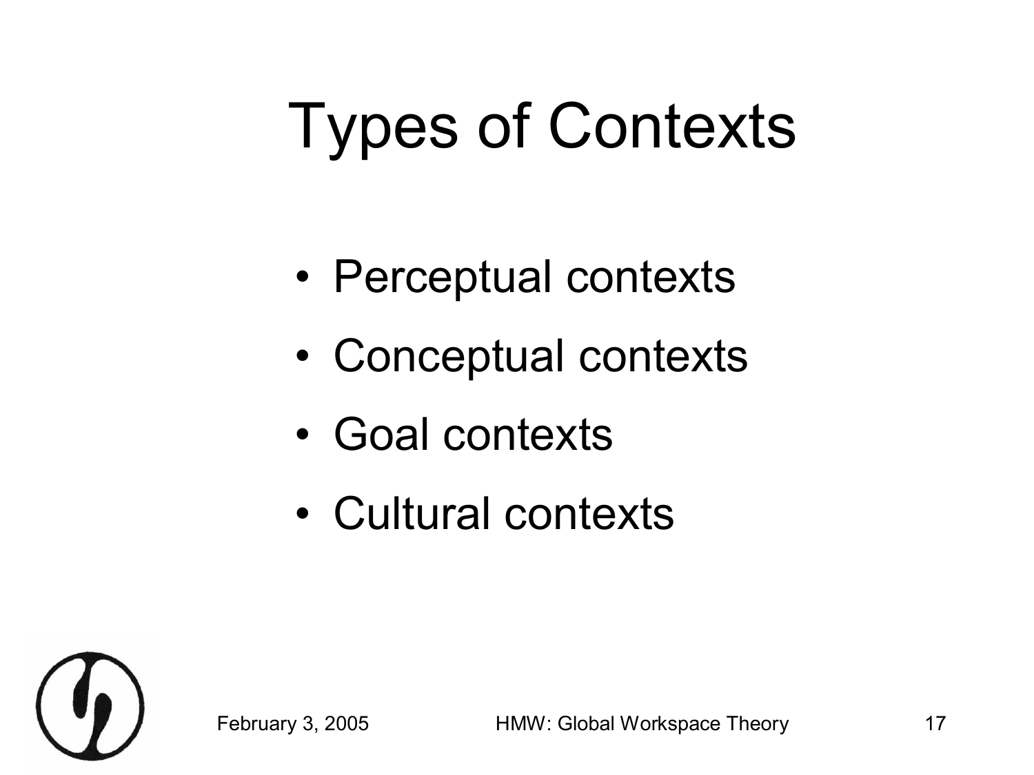# Types of Contexts

- Perceptual contexts
- Conceptual contexts
- Goal contexts
- Cultural contexts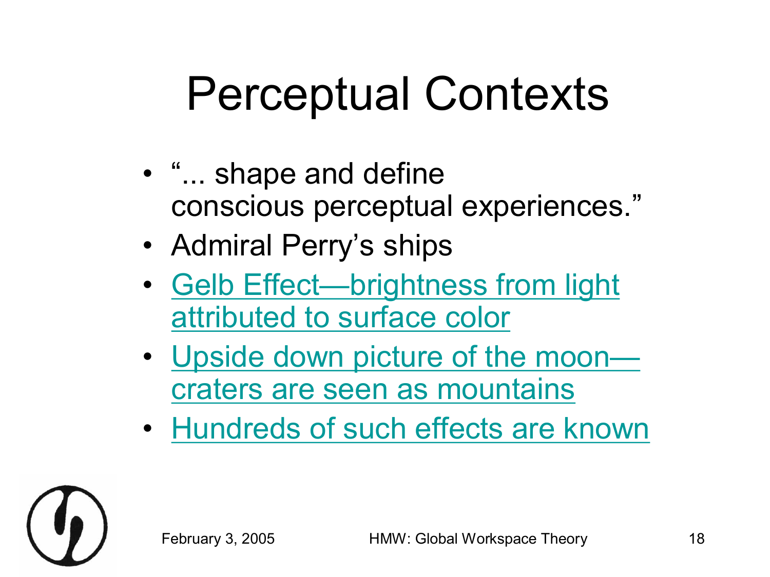# Perceptual Contexts

- "... shape and define conscious perceptual experiences."
- Admiral Perry's ships
- Gelb Effect—brightness from light attributed to surface color
- Upside down picture of the moon—craters are seen as mountains
- Hundreds of such effects are known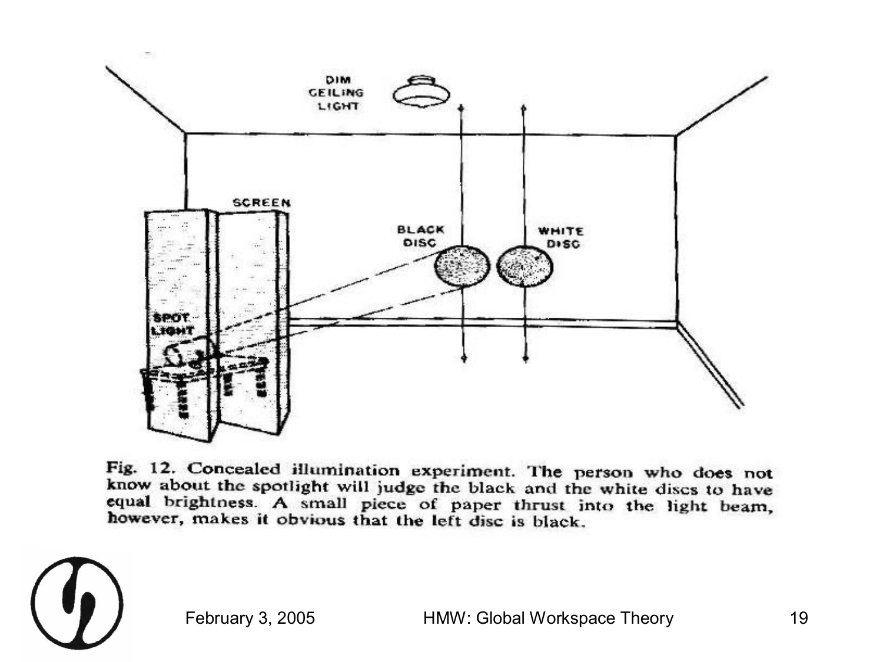Fig. 12. Concealed illumination experiment. The person who does not know about the spotlight will judge the black and the white discs to have equal brightness. A small piece of paper thrust into the light beam, however, makes it obvious that the left disc is black.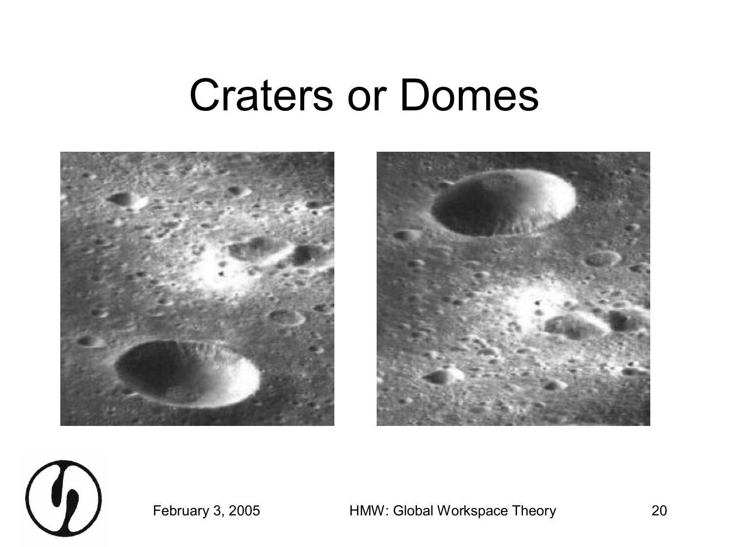# Craters or Domes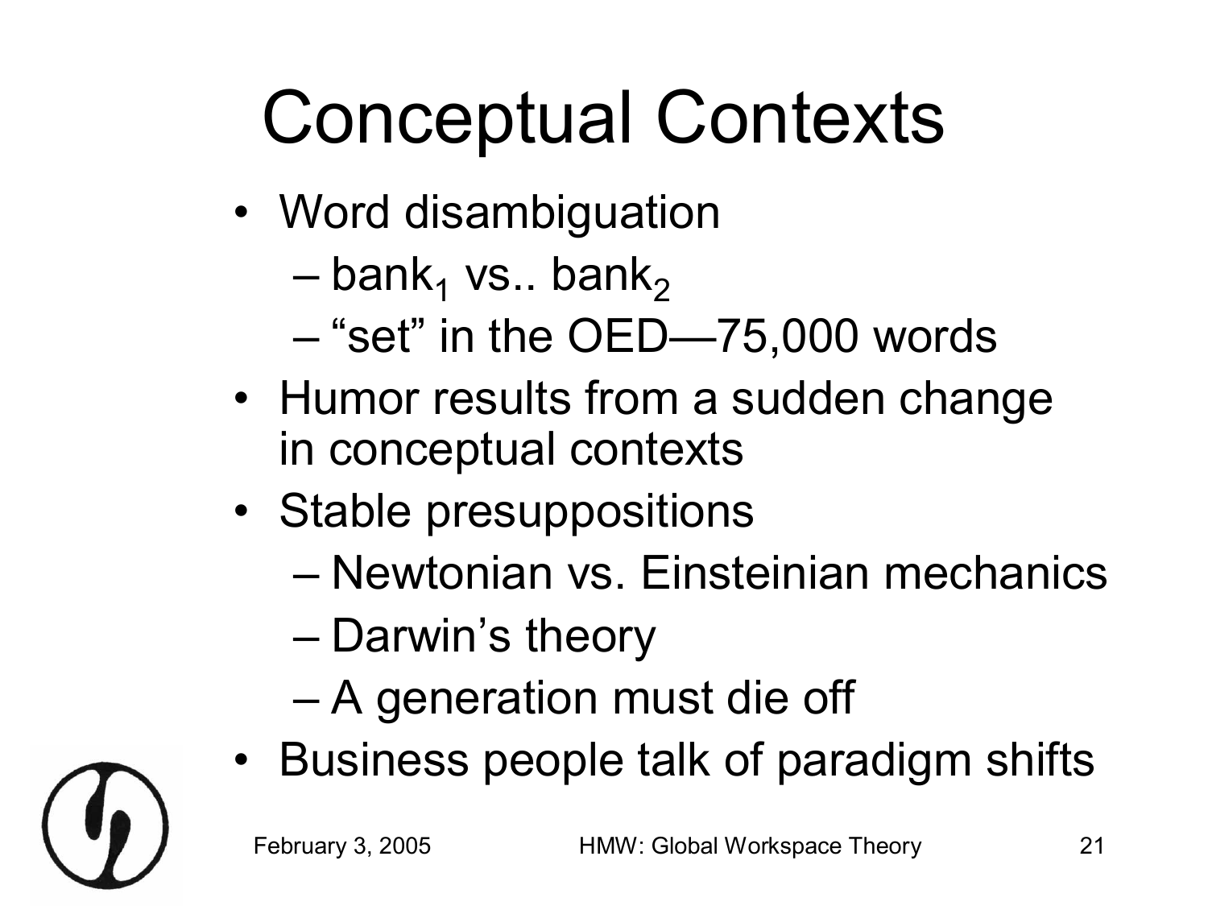# Conceptual Contexts

- Word disambiguation
  - $bank_1$ vs.. $bank_2$
  - "set" in the OED—75,000 words
- Humor results from a sudden change in conceptual contexts
- Stable presuppositions
  - Newtonian vs. Einsteinian mechanics
  - Darwin's theory
  - A generation must die off
- Business people talk of paradigm shifts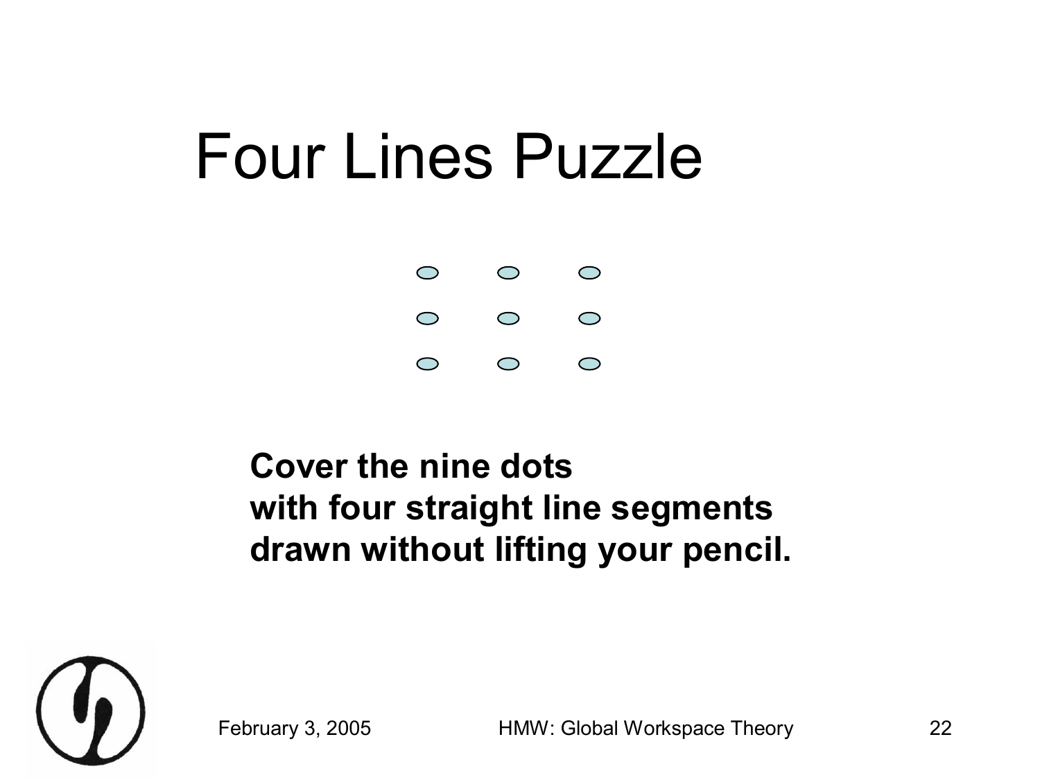# Four Lines Puzzle

**Cover the nine dots**
**with four straight line segments**
**drawn without lifting your pencil.**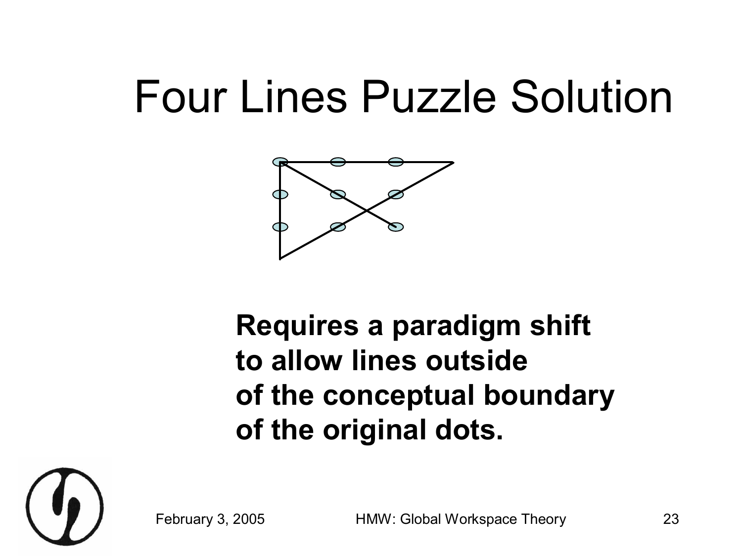# Four Lines Puzzle Solution

**Requires a paradigm shift to allow lines outside of the conceptual boundary of the original dots.**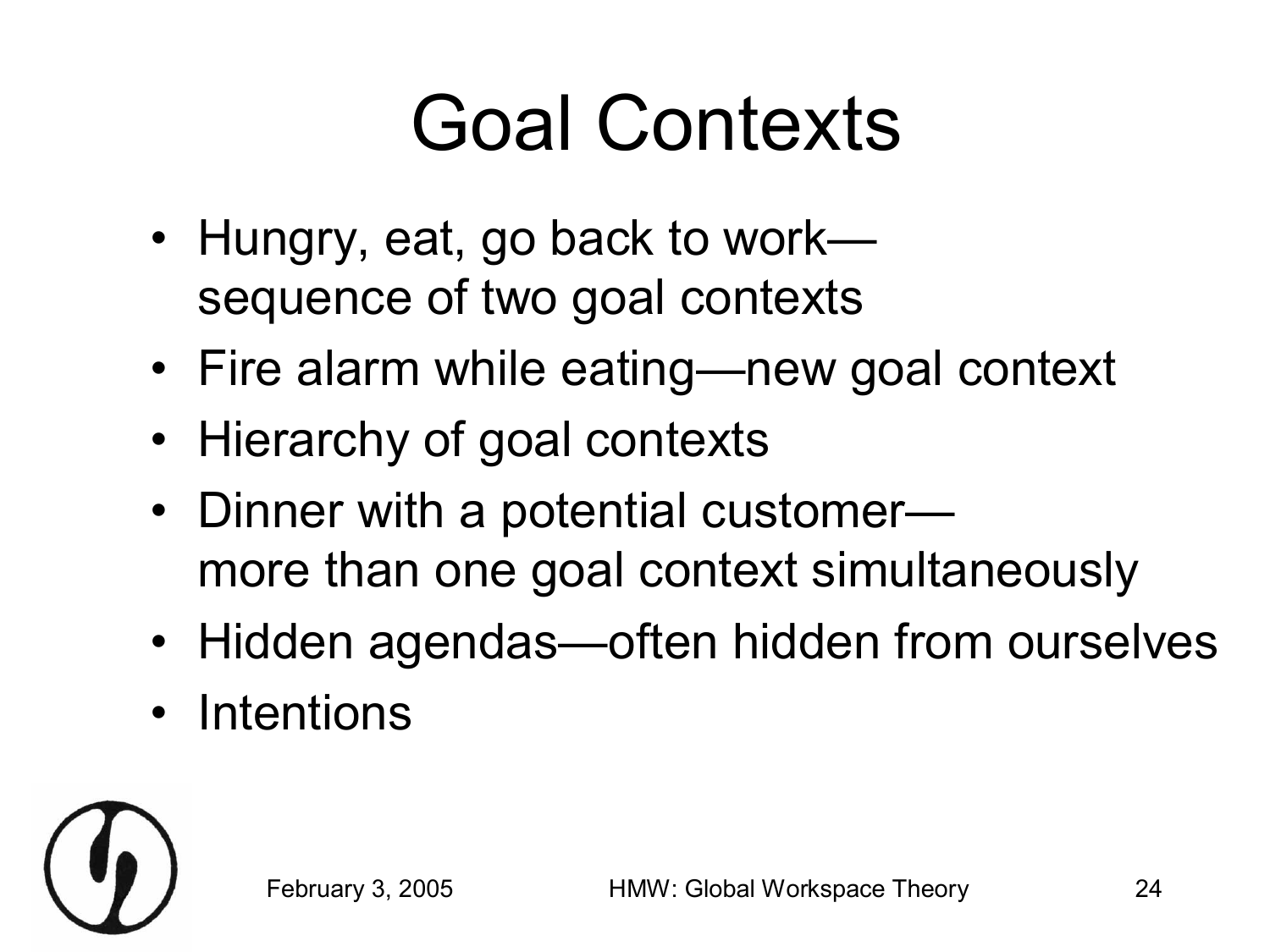# Goal Contexts

- Hungry, eat, go back to work— sequence of two goal contexts
- Fire alarm while eating—new goal context
- Hierarchy of goal contexts
- Dinner with a potential customer— more than one goal context simultaneously
- Hidden agendas—often hidden from ourselves
- Intentions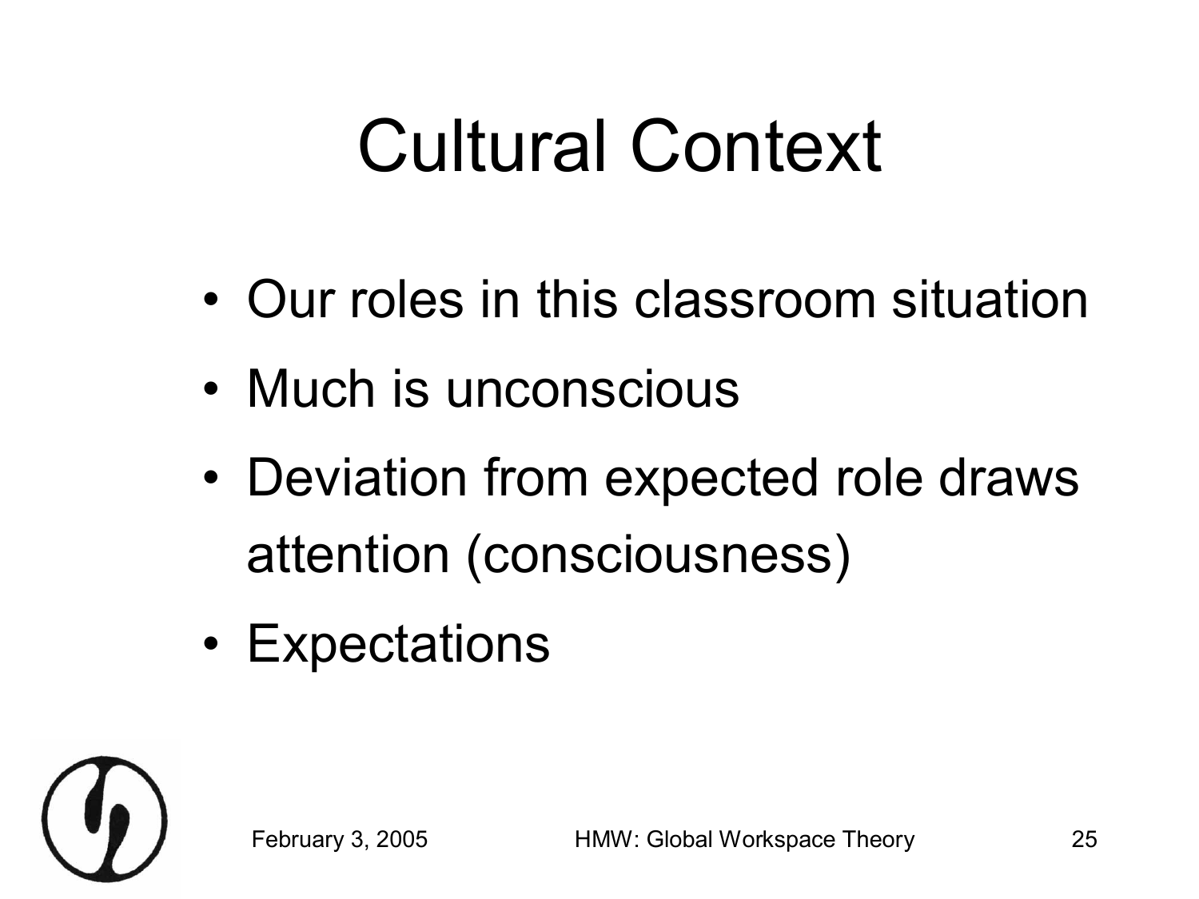# Cultural Context

- Our roles in this classroom situation
- Much is unconscious
- Deviation from expected role draws attention (consciousness)
- Expectations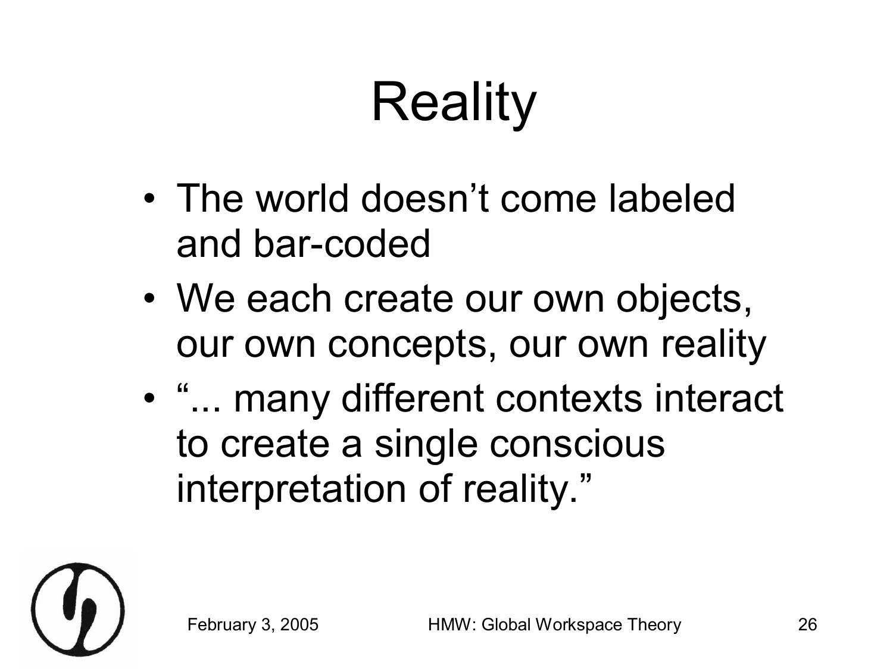# Reality

- The world doesn’t come labeled and bar-coded
- We each create our own objects, our own concepts, our own reality
- “... many different contexts interact to create a single conscious interpretation of reality.”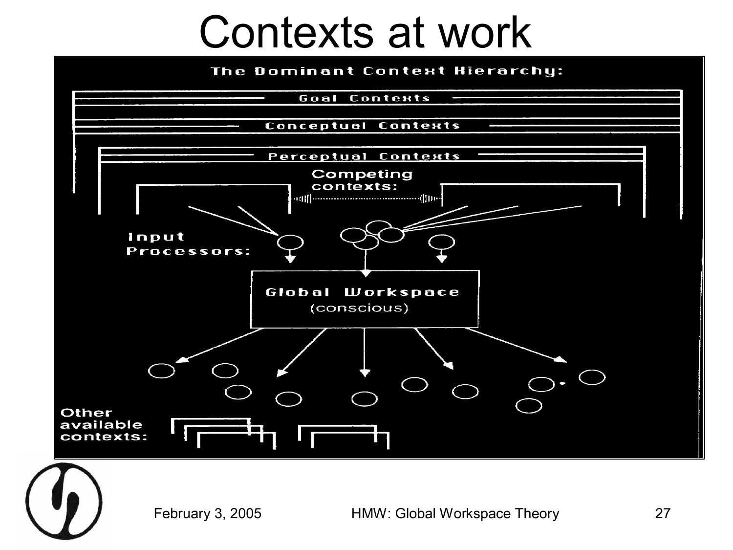# Contexts at work

The Dominant Context Hierarchy:

Goal Contexts

Conceptual Contexts

Perceptual Contexts

Competing contexts:

Input Processors:

Global Workspace (conscious)

Other available contexts: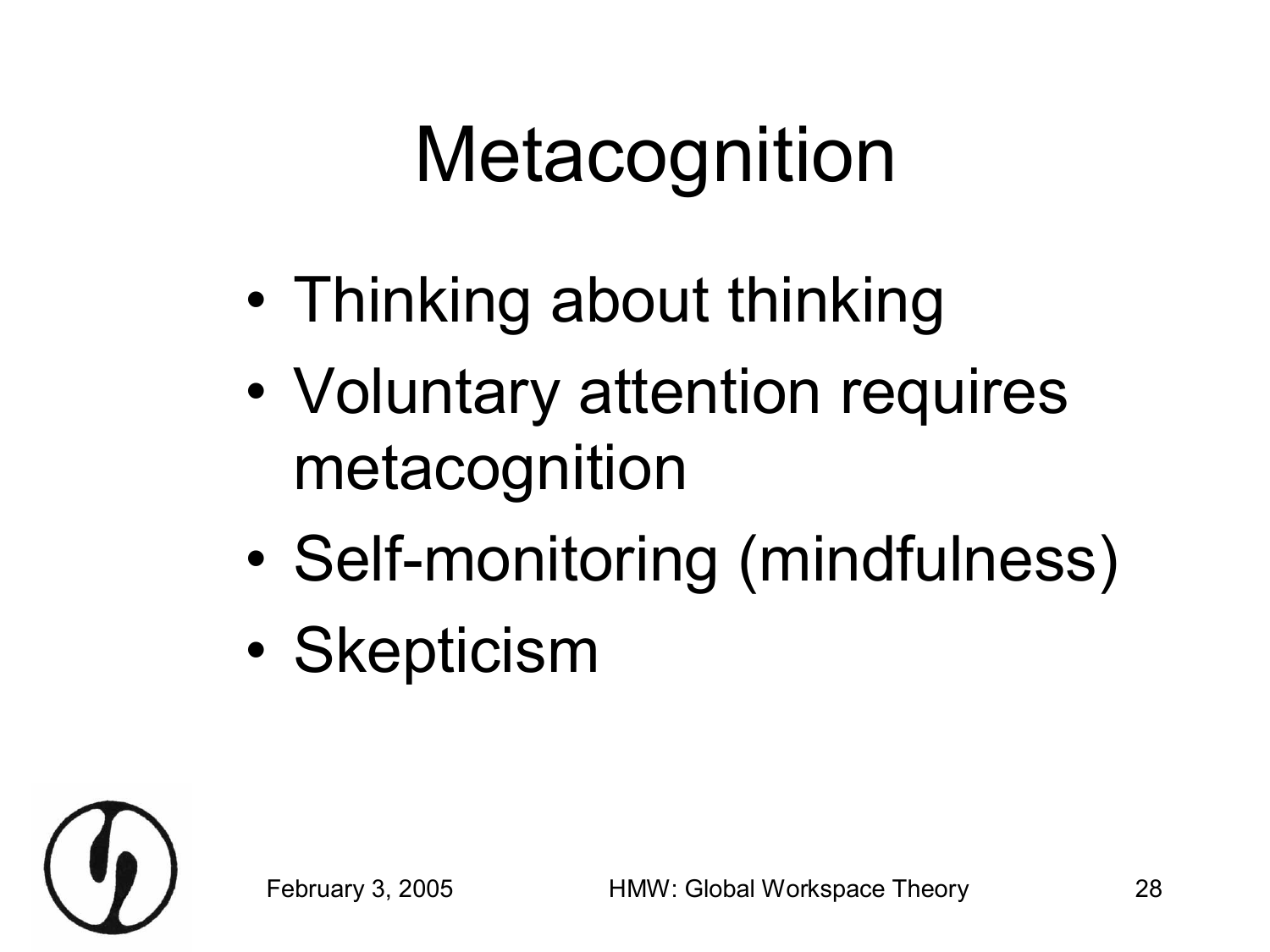# Metacognition

- Thinking about thinking
- Voluntary attention requires metacognition
- Self-monitoring (mindfulness)
- Skepticism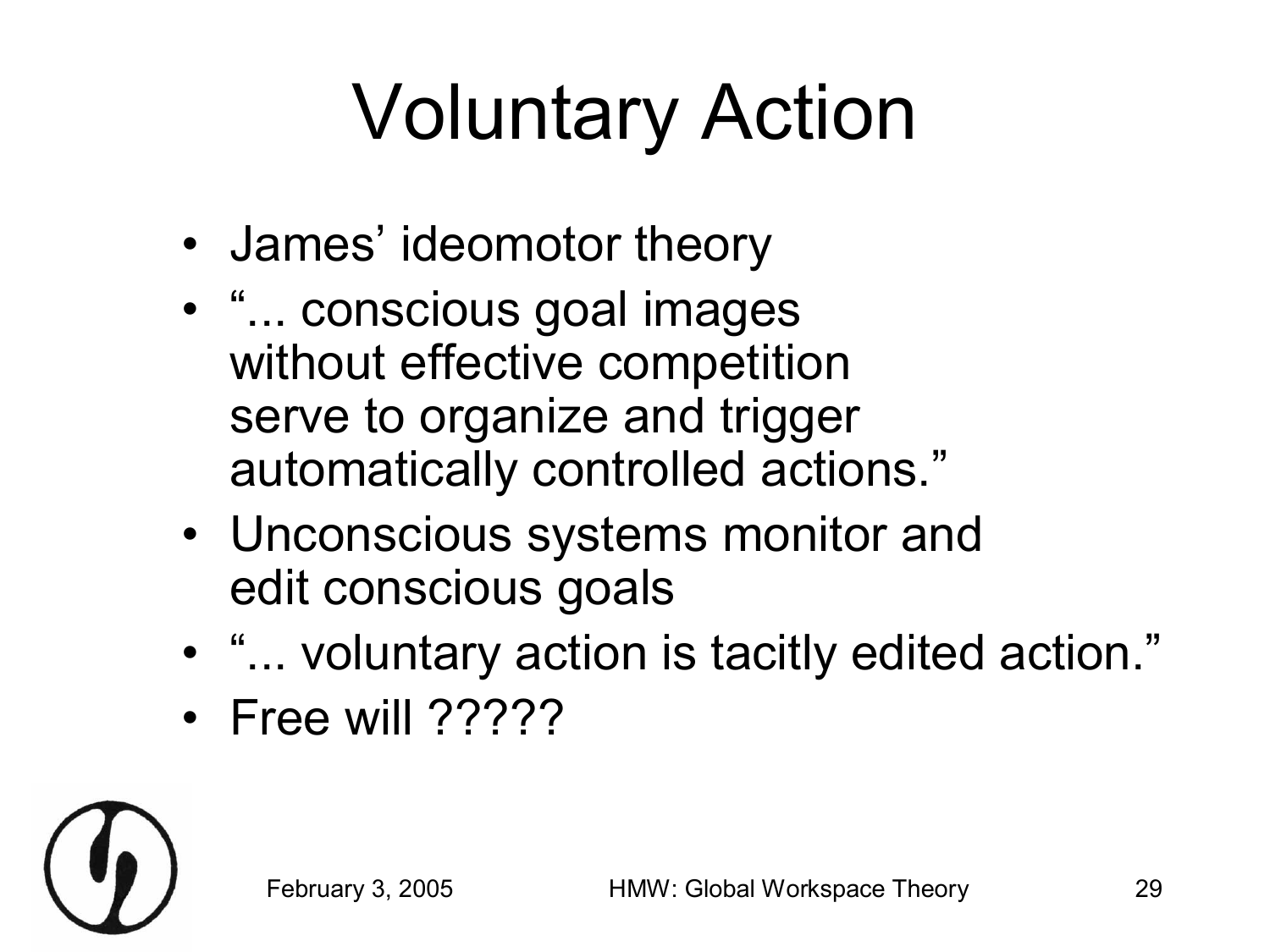# Voluntary Action

- James' ideomotor theory
- "... conscious goal images without effective competition serve to organize and trigger automatically controlled actions."
- Unconscious systems monitor and edit conscious goals
- "... voluntary action is tacitly edited action."
- Free will ?????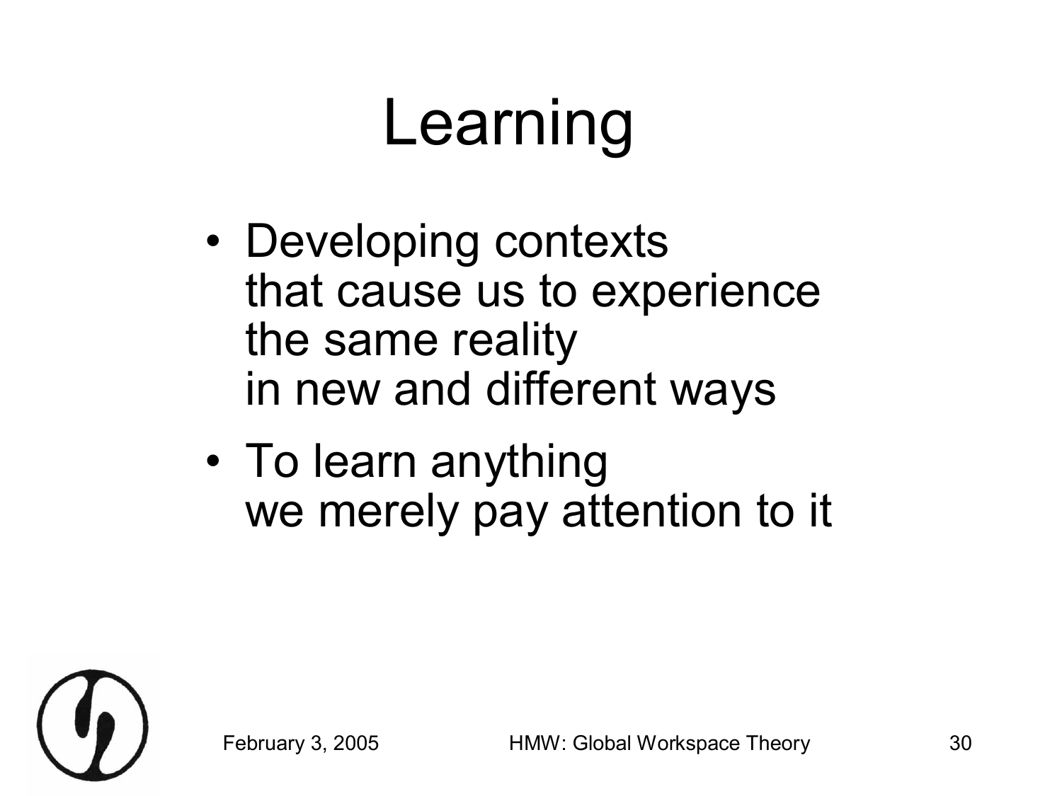# Learning

- Developing contexts that cause us to experience the same reality in new and different ways
- To learn anything we merely pay attention to it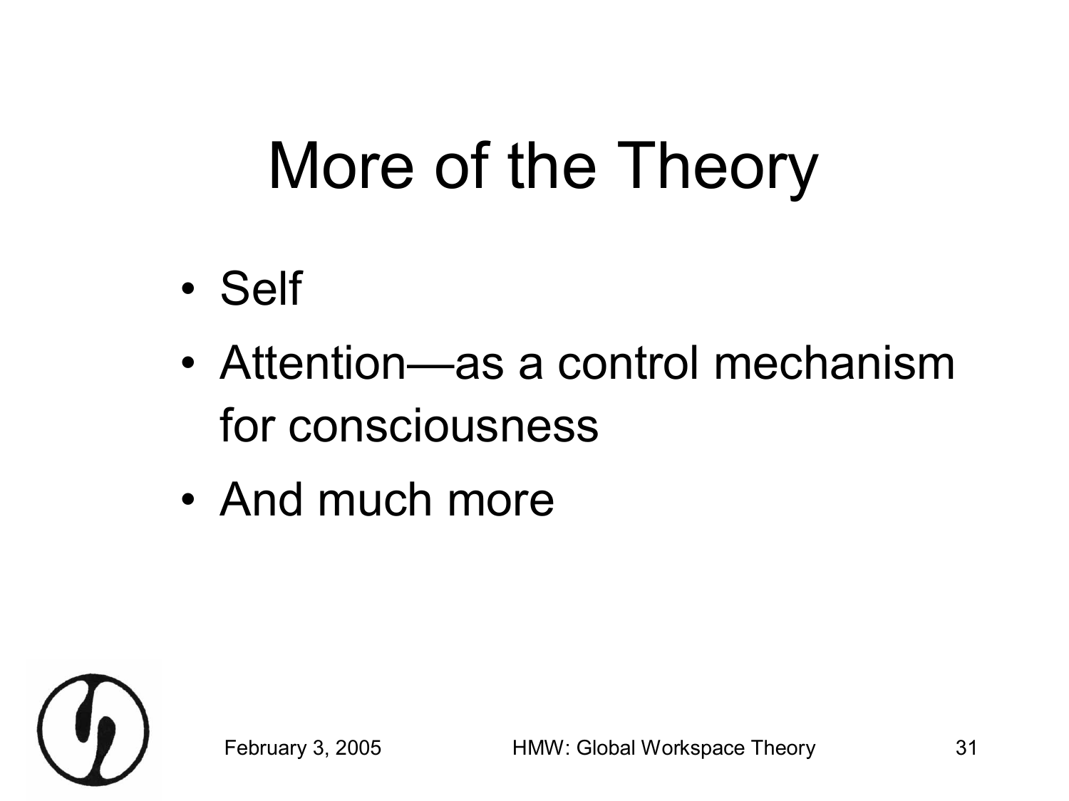# More of the Theory

- Self
- Attention—as a control mechanism for consciousness
- And much more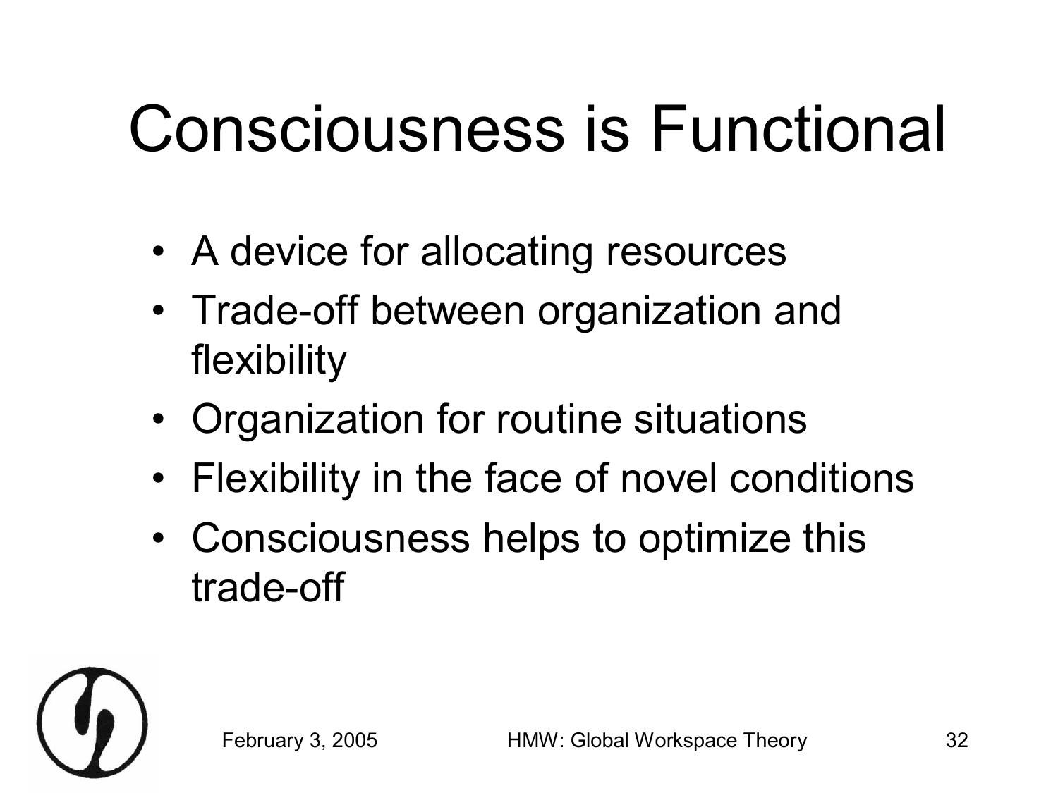# Consciousness is Functional

- A device for allocating resources
- Trade-off between organization and flexibility
- Organization for routine situations
- Flexibility in the face of novel conditions
- Consciousness helps to optimize this trade-off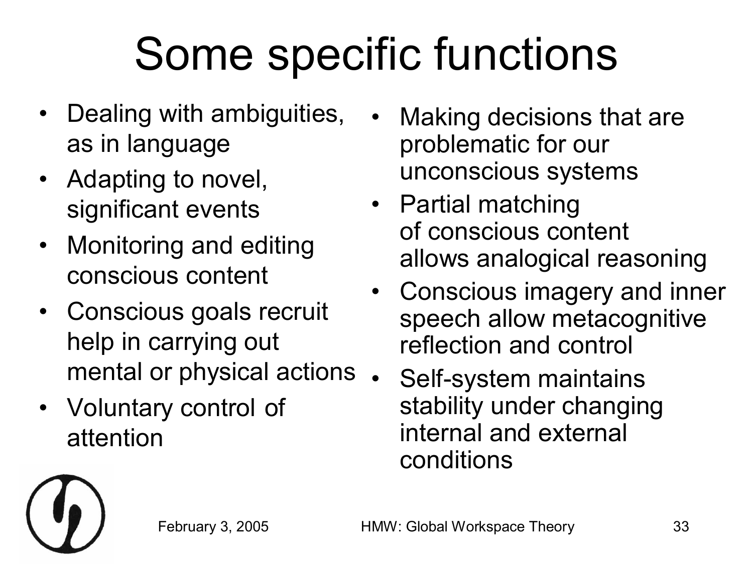# Some specific functions

- Dealing with ambiguities, as in language
- Adapting to novel, significant events
- Monitoring and editing conscious content
- Conscious goals recruit help in carrying out mental or physical actions
- Voluntary control of attention
- Making decisions that are problematic for our unconscious systems
- Partial matching of conscious content allows analogical reasoning
- Conscious imagery and inner speech allow metacognitive reflection and control
- Self-system maintains stability under changing internal and external conditions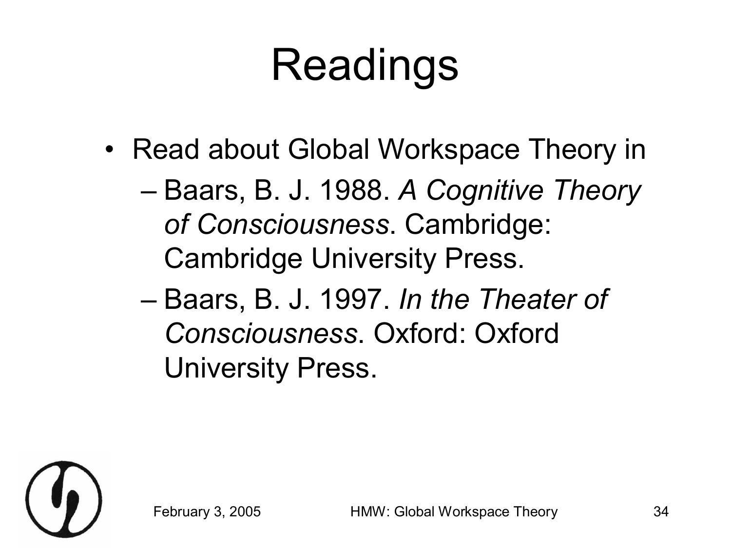# Readings

- Read about Global Workspace Theory in
  - Baars, B. J. 1988. *A Cognitive Theory of Consciousness*. Cambridge: Cambridge University Press.
  - Baars, B. J. 1997. *In the Theater of Consciousness*. Oxford: Oxford University Press.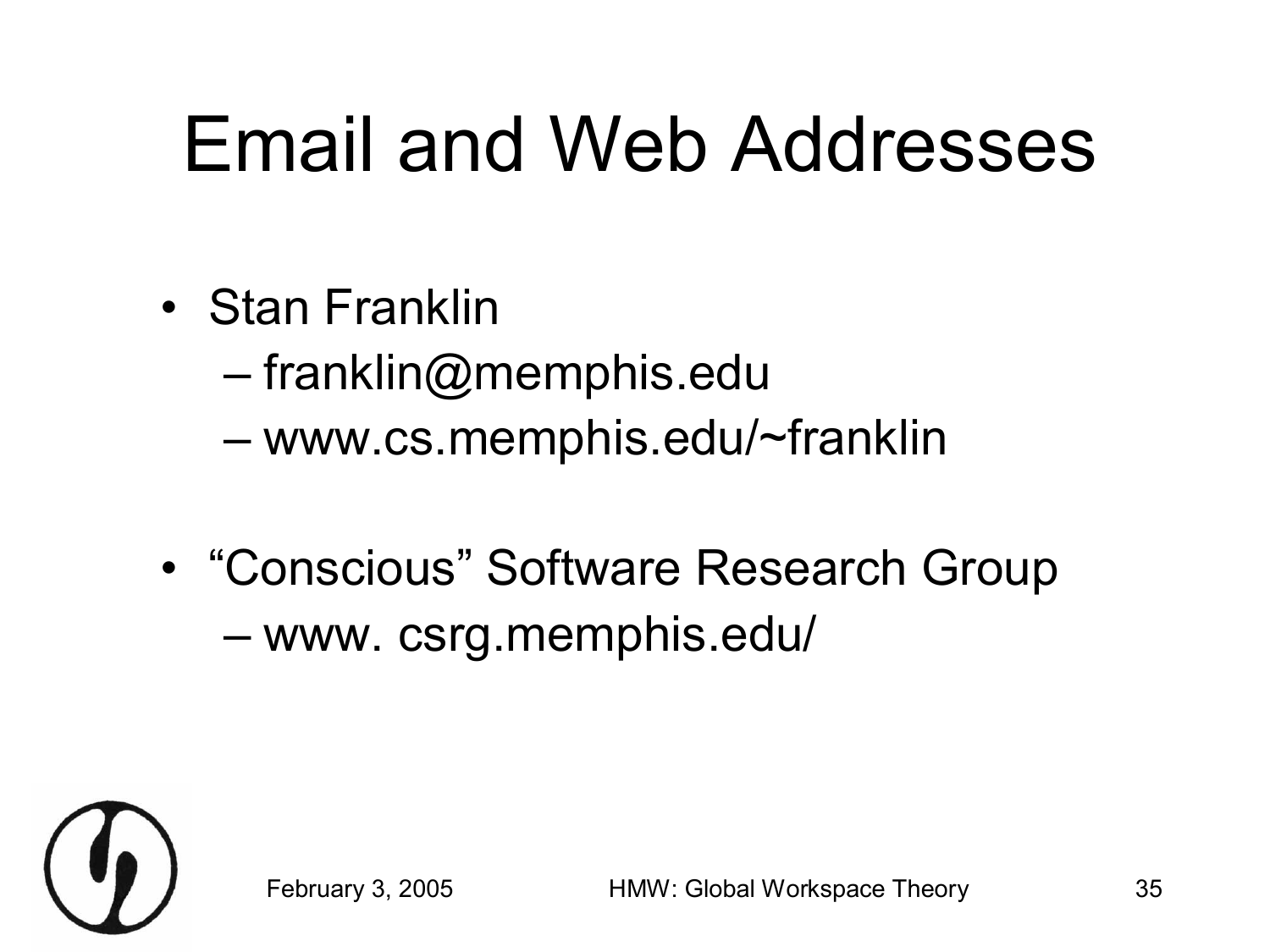# Email and Web Addresses

- Stan Franklin
  - franklin@memphis.edu
  - www.cs.memphis.edu/~franklin
- "Conscious" Software Research Group
  - www. csrg.memphis.edu/